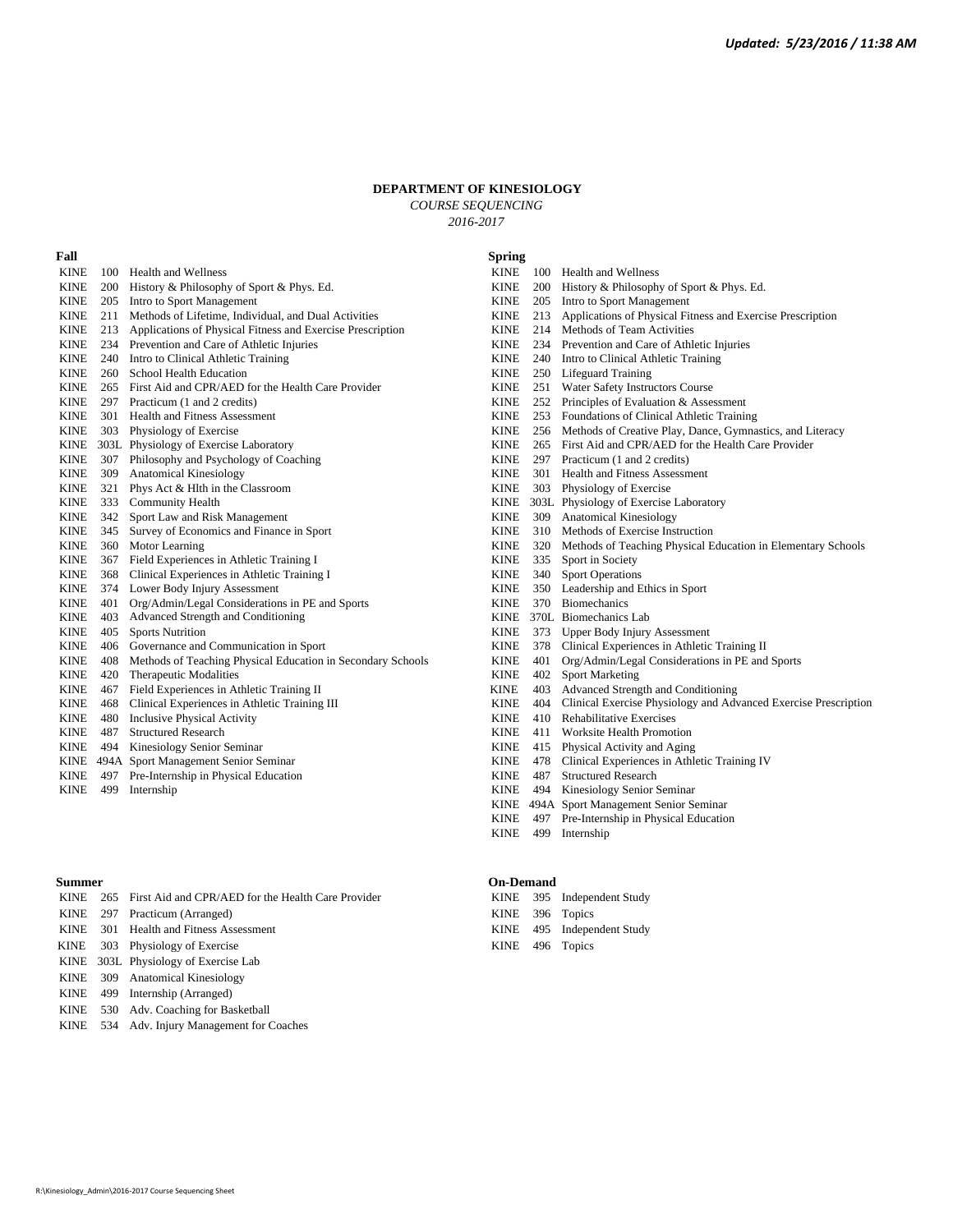*Updated: 5/23/2016 / 11:38 AM*

# DEPARTMENT OF KINESIOLOGY

*COURSE SEQUENCING*

*2016-2017*

### Fall

KINE 100 Health and Wellness
KINE 200 History & Philosophy of Sport & Phys. Ed.
KINE 205 Intro to Sport Management
KINE 211 Methods of Lifetime, Individual, and Dual Activities
KINE 213 Applications of Physical Fitness and Exercise Prescription
KINE 234 Prevention and Care of Athletic Injuries
KINE 240 Intro to Clinical Athletic Training
KINE 260 School Health Education
KINE 265 First Aid and CPR/AED for the Health Care Provider
KINE 297 Practicum (1 and 2 credits)
KINE 301 Health and Fitness Assessment
KINE 303 Physiology of Exercise
KINE 303L Physiology of Exercise Laboratory
KINE 307 Philosophy and Psychology of Coaching
KINE 309 Anatomical Kinesiology
KINE 321 Phys Act & Hlth in the Classroom
KINE 333 Community Health
KINE 342 Sport Law and Risk Management
KINE 345 Survey of Economics and Finance in Sport
KINE 360 Motor Learning
KINE 367 Field Experiences in Athletic Training I
KINE 368 Clinical Experiences in Athletic Training I
KINE 374 Lower Body Injury Assessment
KINE 401 Org/Admin/Legal Considerations in PE and Sports
KINE 403 Advanced Strength and Conditioning
KINE 405 Sports Nutrition
KINE 406 Governance and Communication in Sport
KINE 408 Methods of Teaching Physical Education in Secondary Schools
KINE 420 Therapeutic Modalities
KINE 467 Field Experiences in Athletic Training II
KINE 468 Clinical Experiences in Athletic Training III
KINE 480 Inclusive Physical Activity
KINE 487 Structured Research
KINE 494 Kinesiology Senior Seminar
KINE 494A Sport Management Senior Seminar
KINE 497 Pre-Internship in Physical Education
KINE 499 Internship

### Spring

KINE 100 Health and Wellness
KINE 200 History & Philosophy of Sport & Phys. Ed.
KINE 205 Intro to Sport Management
KINE 213 Applications of Physical Fitness and Exercise Prescription
KINE 214 Methods of Team Activities
KINE 234 Prevention and Care of Athletic Injuries
KINE 240 Intro to Clinical Athletic Training
KINE 250 Lifeguard Training
KINE 251 Water Safety Instructors Course
KINE 252 Principles of Evaluation & Assessment
KINE 253 Foundations of Clinical Athletic Training
KINE 256 Methods of Creative Play, Dance, Gymnastics, and Literacy
KINE 265 First Aid and CPR/AED for the Health Care Provider
KINE 297 Practicum (1 and 2 credits)
KINE 301 Health and Fitness Assessment
KINE 303 Physiology of Exercise
KINE 303L Physiology of Exercise Laboratory
KINE 309 Anatomical Kinesiology
KINE 310 Methods of Exercise Instruction
KINE 320 Methods of Teaching Physical Education in Elementary Schools
KINE 335 Sport in Society
KINE 340 Sport Operations
KINE 350 Leadership and Ethics in Sport
KINE 370 Biomechanics
KINE 370L Biomechanics Lab
KINE 373 Upper Body Injury Assessment
KINE 378 Clinical Experiences in Athletic Training II
KINE 401 Org/Admin/Legal Considerations in PE and Sports
KINE 402 Sport Marketing
KINE 403 Advanced Strength and Conditioning
KINE 404 Clinical Exercise Physiology and Advanced Exercise Prescription
KINE 410 Rehabilitative Exercises
KINE 411 Worksite Health Promotion
KINE 415 Physical Activity and Aging
KINE 478 Clinical Experiences in Athletic Training IV
KINE 487 Structured Research
KINE 494 Kinesiology Senior Seminar
KINE 494A Sport Management Senior Seminar
KINE 497 Pre-Internship in Physical Education
KINE 499 Internship

### Summer

KINE 265 First Aid and CPR/AED for the Health Care Provider
KINE 297 Practicum (Arranged)
KINE 301 Health and Fitness Assessment
KINE 303 Physiology of Exercise
KINE 303L Physiology of Exercise Lab
KINE 309 Anatomical Kinesiology
KINE 499 Internship (Arranged)
KINE 530 Adv. Coaching for Basketball
KINE 534 Adv. Injury Management for Coaches

### On-Demand

KINE 395 Independent Study
KINE 396 Topics
KINE 495 Independent Study
KINE 496 Topics

R:\Kinesiology_Admin\2016-2017 Course Sequencing Sheet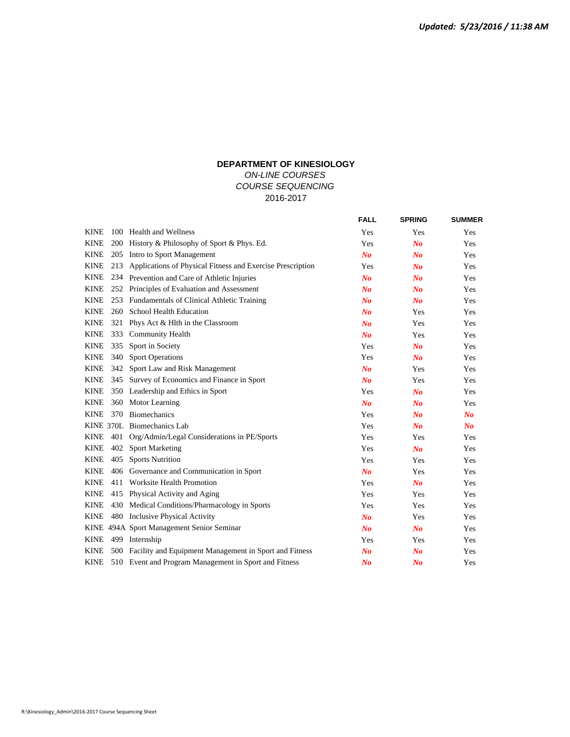*Updated: 5/23/2016 / 11:38 AM*

**DEPARTMENT OF KINESIOLOGY**

*ON-LINE COURSES*

*COURSE SEQUENCING*

2016-2017

| | | | FALL | SPRING | SUMMER |
|---|---|---|---|---|---|
| KINE | 100 | Health and Wellness | Yes | Yes | Yes |
| KINE | 200 | History & Philosophy of Sport & Phys. Ed. | Yes | ***No*** | Yes |
| KINE | 205 | Intro to Sport Management | ***No*** | ***No*** | Yes |
| KINE | 213 | Applications of Physical Fitness and Exercise Prescription | Yes | ***No*** | Yes |
| KINE | 234 | Prevention and Care of Athletic Injuries | ***No*** | ***No*** | Yes |
| KINE | 252 | Principles of Evaluation and Assessment | ***No*** | ***No*** | Yes |
| KINE | 253 | Fundamentals of Clinical Athletic Training | ***No*** | ***No*** | Yes |
| KINE | 260 | School Health Education | ***No*** | Yes | Yes |
| KINE | 321 | Phys Act & Hlth in the Classroom | ***No*** | Yes | Yes |
| KINE | 333 | Community Health | ***No*** | Yes | Yes |
| KINE | 335 | Sport in Society | Yes | ***No*** | Yes |
| KINE | 340 | Sport Operations | Yes | ***No*** | Yes |
| KINE | 342 | Sport Law and Risk Management | ***No*** | Yes | Yes |
| KINE | 345 | Survey of Economics and Finance in Sport | ***No*** | Yes | Yes |
| KINE | 350 | Leadership and Ethics in Sport | Yes | ***No*** | Yes |
| KINE | 360 | Motor Learning | ***No*** | ***No*** | Yes |
| KINE | 370 | Biomechanics | Yes | ***No*** | ***No*** |
| KINE | 370L | Biomechanics Lab | Yes | ***No*** | ***No*** |
| KINE | 401 | Org/Admin/Legal Considerations in PE/Sports | Yes | Yes | Yes |
| KINE | 402 | Sport Marketing | Yes | ***No*** | Yes |
| KINE | 405 | Sports Nutrition | Yes | Yes | Yes |
| KINE | 406 | Governance and Communication in Sport | ***No*** | Yes | Yes |
| KINE | 411 | Worksite Health Promotion | Yes | ***No*** | Yes |
| KINE | 415 | Physical Activity and Aging | Yes | Yes | Yes |
| KINE | 430 | Medical Conditions/Pharmacology in Sports | Yes | Yes | Yes |
| KINE | 480 | Inclusive Physical Activity | ***No*** | Yes | Yes |
| KINE | 494A | Sport Management Senior Seminar | ***No*** | ***No*** | Yes |
| KINE | 499 | Internship | Yes | Yes | Yes |
| KINE | 500 | Facility and Equipment Management in Sport and Fitness | ***No*** | ***No*** | Yes |
| KINE | 510 | Event and Program Management in Sport and Fitness | ***No*** | ***No*** | Yes |

R:\Kinesiology_Admin\2016-2017 Course Sequencing Sheet